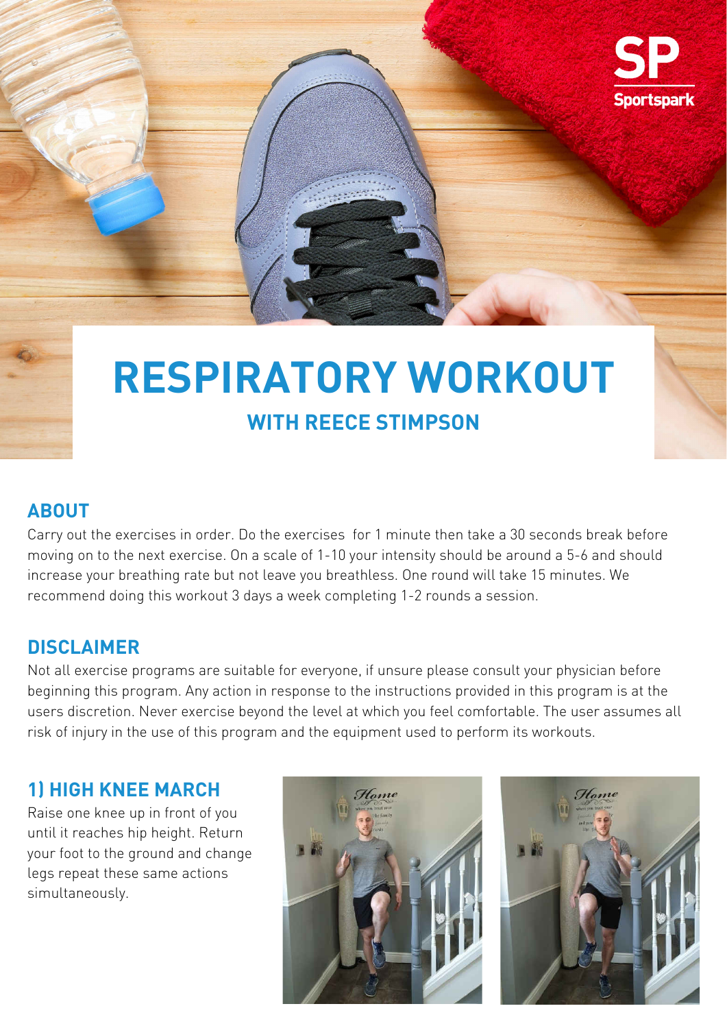# RESPIRATORY WORKOUT

## WITH REECE STIMPSON

## ABOUT

Carry out the exercises in order. Do the exercises  for 1 minute then take a 30 seconds break before moving on to the next exercise. On a scale of 1-10 your intensity should be around a 5-6 and should increase your breathing rate but not leave you breathless. One round will take 15 minutes. We recommend doing this workout 3 days a week completing 1-2 rounds a session.

## DISCLAIMER

Not all exercise programs are suitable for everyone, if unsure please consult your physician before beginning this program. Any action in response to the instructions provided in this program is at the users discretion. Never exercise beyond the level at which you feel comfortable. The user assumes all risk of injury in the use of this program and the equipment used to perform its workouts.

## 1) HIGH KNEE MARCH

Raise one knee up in front of you until it reaches hip height. Return your foot to the ground and change legs repeat these same actions simultaneously.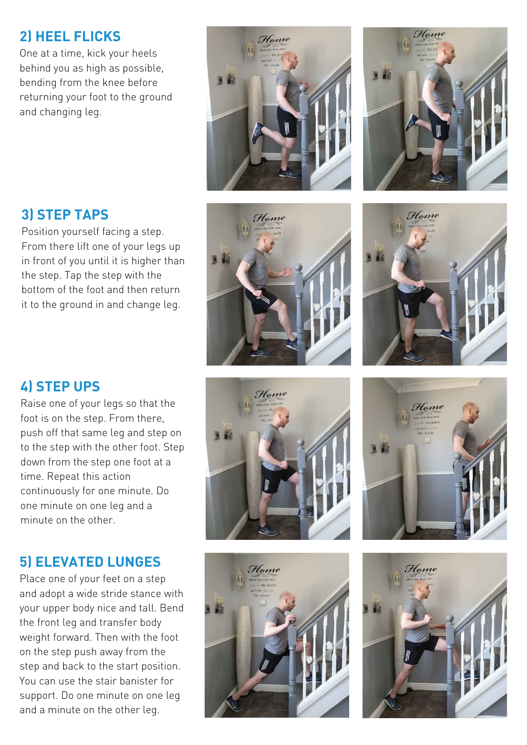## 2) HEEL FLICKS

One at a time, kick your heels behind you as high as possible, bending from the knee before returning your foot to the ground and changing leg.

## 3) STEP TAPS

Position yourself facing a step. From there lift one of your legs up in front of you until it is higher than the step. Tap the step with the bottom of the foot and then return it to the ground in and change leg.

## 4) STEP UPS

Raise one of your legs so that the foot is on the step. From there, push off that same leg and step on to the step with the other foot. Step down from the step one foot at a time. Repeat this action continuously for one minute. Do one minute on one leg and a minute on the other.

## 5) ELEVATED LUNGES

Place one of your feet on a step and adopt a wide stride stance with your upper body nice and tall. Bend the front leg and transfer body weight forward. Then with the foot on the step push away from the step and back to the start position. You can use the stair banister for support. Do one minute on one leg and a minute on the other leg.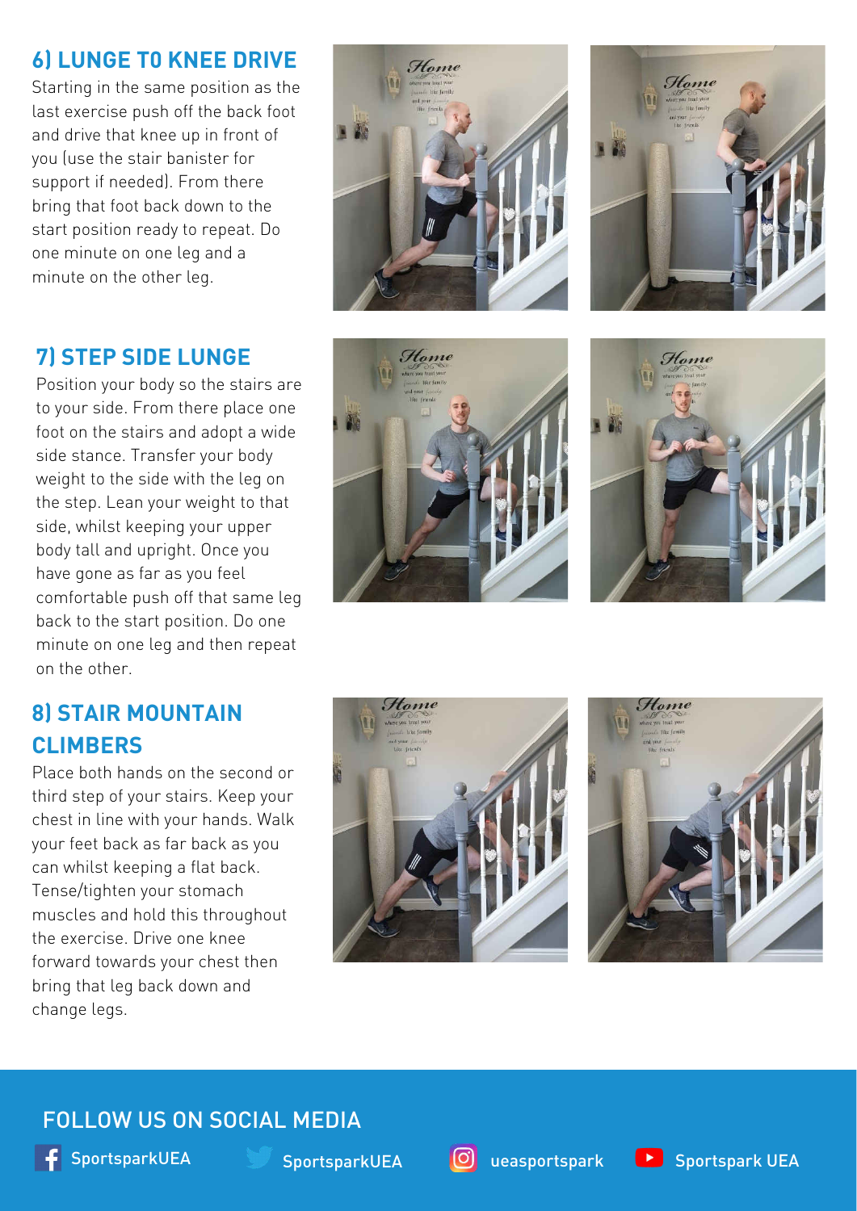## 6) LUNGE TO KNEE DRIVE

Starting in the same position as the last exercise push off the back foot and drive that knee up in front of you (use the stair banister for support if needed). From there bring that foot back down to the start position ready to repeat. Do one minute on one leg and a minute on the other leg.

## 7) STEP SIDE LUNGE

Position your body so the stairs are to your side. From there place one foot on the stairs and adopt a wide side stance. Transfer your body weight to the side with the leg on the step. Lean your weight to that side, whilst keeping your upper body tall and upright. Once you have gone as far as you feel comfortable push off that same leg back to the start position. Do one minute on one leg and then repeat on the other.

## 8) STAIR MOUNTAIN CLIMBERS

Place both hands on the second or third step of your stairs. Keep your chest in line with your hands. Walk your feet back as far back as you can whilst keeping a flat back. Tense/tighten your stomach muscles and hold this throughout the exercise. Drive one knee forward towards your chest then bring that leg back down and change legs.

## FOLLOW US ON SOCIAL MEDIA

SportsparkUEA SportsparkUEA ueasportspark Sportspark UEA